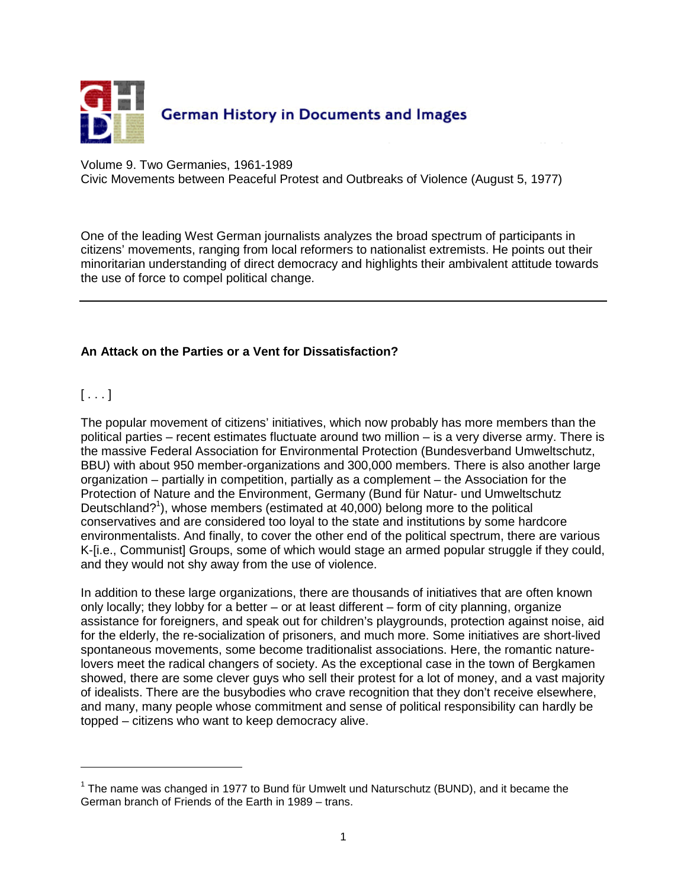German History in Documents and Images

Volume 9. Two Germanies, 1961-1989
Civic Movements between Peaceful Protest and Outbreaks of Violence (August 5, 1977)

One of the leading West German journalists analyzes the broad spectrum of participants in citizens' movements, ranging from local reformers to nationalist extremists. He points out their minoritarian understanding of direct democracy and highlights their ambivalent attitude towards the use of force to compel political change.

---

**An Attack on the Parties or a Vent for Dissatisfaction?**

[ . . . ]

The popular movement of citizens' initiatives, which now probably has more members than the political parties – recent estimates fluctuate around two million – is a very diverse army. There is the massive Federal Association for Environmental Protection (Bundesverband Umweltschutz, BBU) with about 950 member-organizations and 300,000 members. There is also another large organization – partially in competition, partially as a complement – the Association for the Protection of Nature and the Environment, Germany (Bund für Natur- und Umweltschutz Deutschland?[1]), whose members (estimated at 40,000) belong more to the political conservatives and are considered too loyal to the state and institutions by some hardcore environmentalists. And finally, to cover the other end of the political spectrum, there are various K-[i.e., Communist] Groups, some of which would stage an armed popular struggle if they could, and they would not shy away from the use of violence.

In addition to these large organizations, there are thousands of initiatives that are often known only locally; they lobby for a better – or at least different – form of city planning, organize assistance for foreigners, and speak out for children's playgrounds, protection against noise, aid for the elderly, the re-socialization of prisoners, and much more. Some initiatives are short-lived spontaneous movements, some become traditionalist associations. Here, the romantic nature-lovers meet the radical changers of society. As the exceptional case in the town of Bergkamen showed, there are some clever guys who sell their protest for a lot of money, and a vast majority of idealists. There are the busybodies who crave recognition that they don't receive elsewhere, and many, many people whose commitment and sense of political responsibility can hardly be topped – citizens who want to keep democracy alive.

---

[1] The name was changed in 1977 to Bund für Umwelt und Naturschutz (BUND), and it became the German branch of Friends of the Earth in 1989 – trans.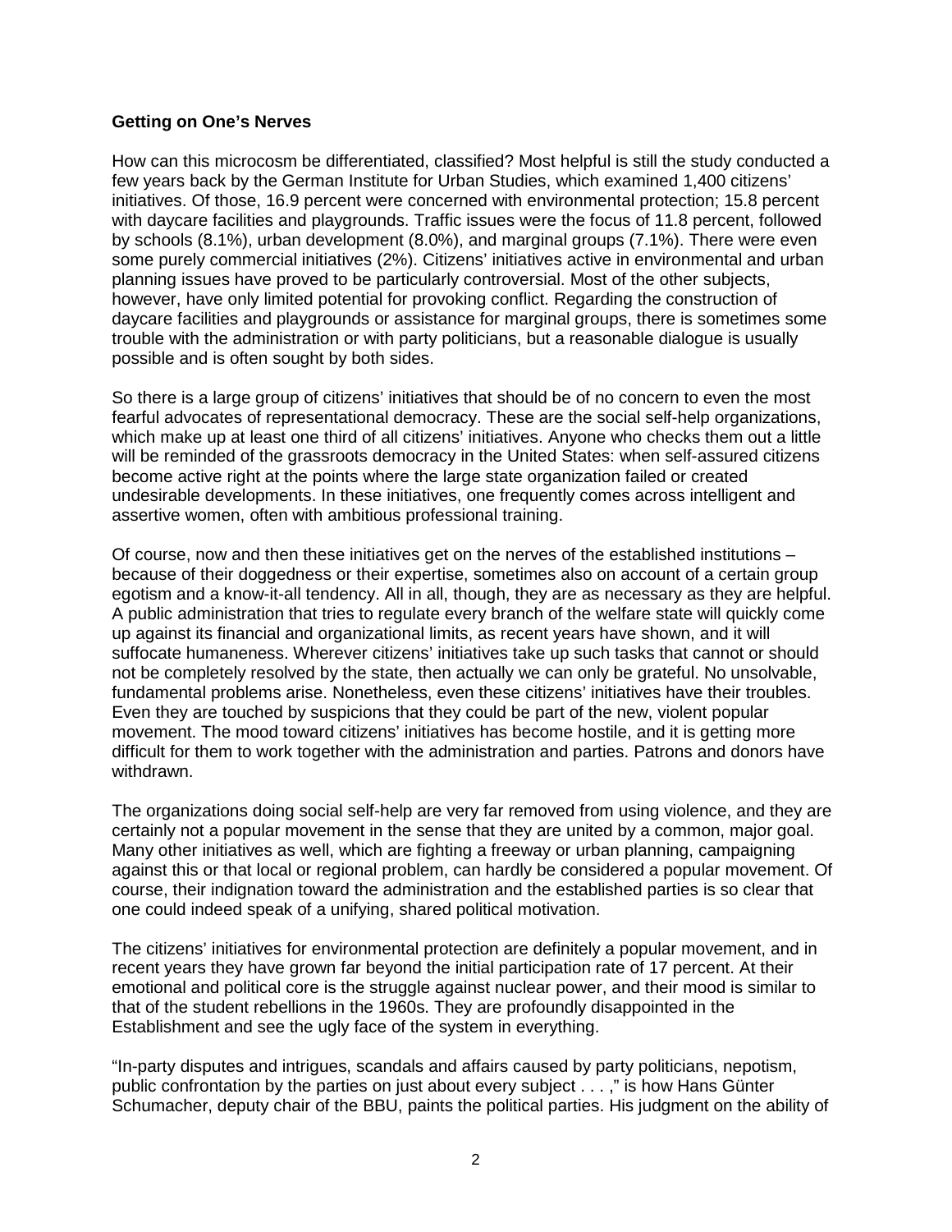**Getting on One's Nerves**

How can this microcosm be differentiated, classified? Most helpful is still the study conducted a few years back by the German Institute for Urban Studies, which examined 1,400 citizens' initiatives. Of those, 16.9 percent were concerned with environmental protection; 15.8 percent with daycare facilities and playgrounds. Traffic issues were the focus of 11.8 percent, followed by schools (8.1%), urban development (8.0%), and marginal groups (7.1%). There were even some purely commercial initiatives (2%). Citizens' initiatives active in environmental and urban planning issues have proved to be particularly controversial. Most of the other subjects, however, have only limited potential for provoking conflict. Regarding the construction of daycare facilities and playgrounds or assistance for marginal groups, there is sometimes some trouble with the administration or with party politicians, but a reasonable dialogue is usually possible and is often sought by both sides.

So there is a large group of citizens' initiatives that should be of no concern to even the most fearful advocates of representational democracy. These are the social self-help organizations, which make up at least one third of all citizens' initiatives. Anyone who checks them out a little will be reminded of the grassroots democracy in the United States: when self-assured citizens become active right at the points where the large state organization failed or created undesirable developments. In these initiatives, one frequently comes across intelligent and assertive women, often with ambitious professional training.

Of course, now and then these initiatives get on the nerves of the established institutions – because of their doggedness or their expertise, sometimes also on account of a certain group egotism and a know-it-all tendency. All in all, though, they are as necessary as they are helpful. A public administration that tries to regulate every branch of the welfare state will quickly come up against its financial and organizational limits, as recent years have shown, and it will suffocate humaneness. Wherever citizens' initiatives take up such tasks that cannot or should not be completely resolved by the state, then actually we can only be grateful. No unsolvable, fundamental problems arise. Nonetheless, even these citizens' initiatives have their troubles. Even they are touched by suspicions that they could be part of the new, violent popular movement. The mood toward citizens' initiatives has become hostile, and it is getting more difficult for them to work together with the administration and parties. Patrons and donors have withdrawn.

The organizations doing social self-help are very far removed from using violence, and they are certainly not a popular movement in the sense that they are united by a common, major goal. Many other initiatives as well, which are fighting a freeway or urban planning, campaigning against this or that local or regional problem, can hardly be considered a popular movement. Of course, their indignation toward the administration and the established parties is so clear that one could indeed speak of a unifying, shared political motivation.

The citizens' initiatives for environmental protection are definitely a popular movement, and in recent years they have grown far beyond the initial participation rate of 17 percent. At their emotional and political core is the struggle against nuclear power, and their mood is similar to that of the student rebellions in the 1960s. They are profoundly disappointed in the Establishment and see the ugly face of the system in everything.

"In-party disputes and intrigues, scandals and affairs caused by party politicians, nepotism, public confrontation by the parties on just about every subject . . . ," is how Hans Günter Schumacher, deputy chair of the BBU, paints the political parties. His judgment on the ability of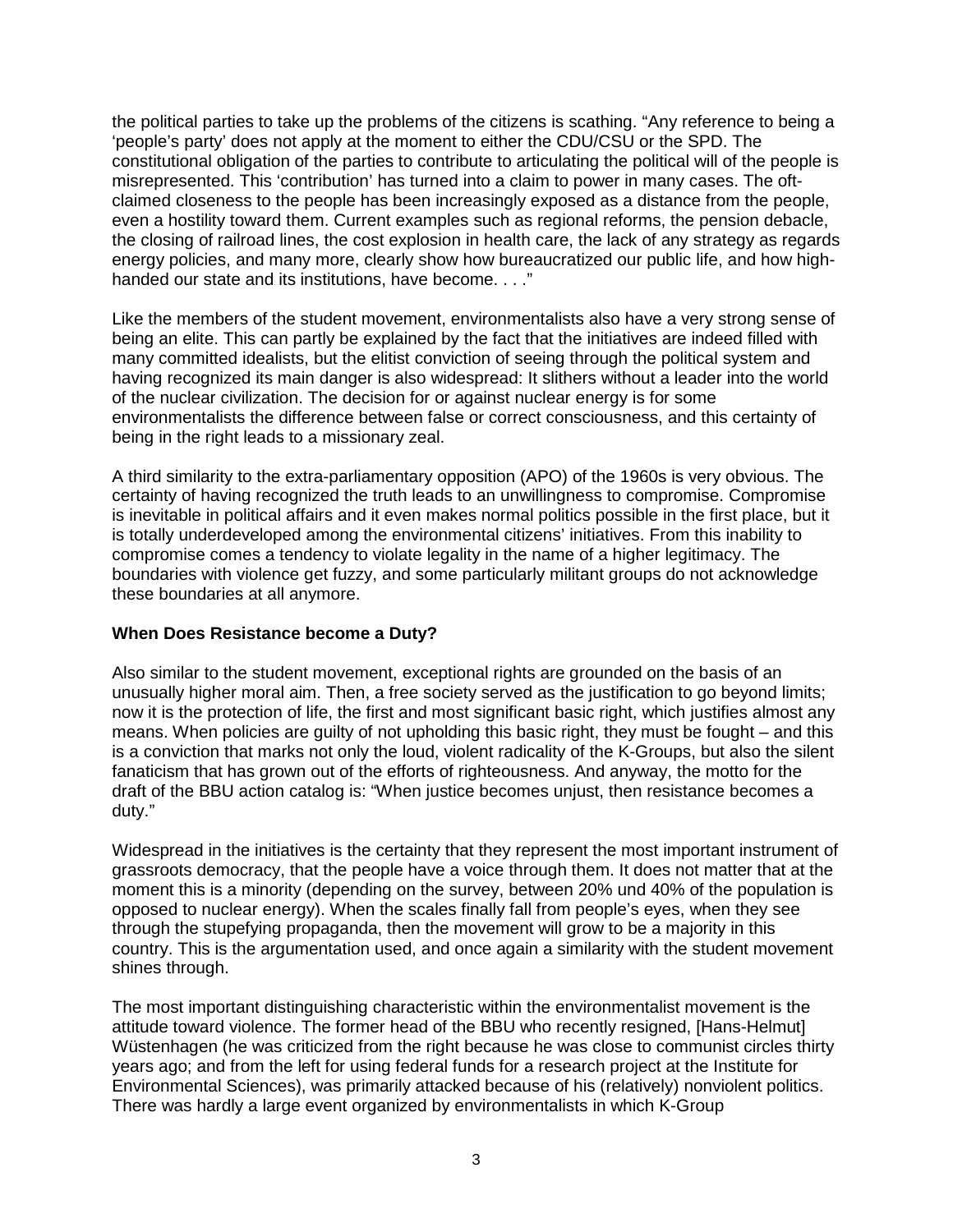the political parties to take up the problems of the citizens is scathing. "Any reference to being a 'people's party' does not apply at the moment to either the CDU/CSU or the SPD. The constitutional obligation of the parties to contribute to articulating the political will of the people is misrepresented. This 'contribution' has turned into a claim to power in many cases. The oft-claimed closeness to the people has been increasingly exposed as a distance from the people, even a hostility toward them. Current examples such as regional reforms, the pension debacle, the closing of railroad lines, the cost explosion in health care, the lack of any strategy as regards energy policies, and many more, clearly show how bureaucratized our public life, and how high-handed our state and its institutions, have become. . . ."

Like the members of the student movement, environmentalists also have a very strong sense of being an elite. This can partly be explained by the fact that the initiatives are indeed filled with many committed idealists, but the elitist conviction of seeing through the political system and having recognized its main danger is also widespread: It slithers without a leader into the world of the nuclear civilization. The decision for or against nuclear energy is for some environmentalists the difference between false or correct consciousness, and this certainty of being in the right leads to a missionary zeal.

A third similarity to the extra-parliamentary opposition (APO) of the 1960s is very obvious. The certainty of having recognized the truth leads to an unwillingness to compromise. Compromise is inevitable in political affairs and it even makes normal politics possible in the first place, but it is totally underdeveloped among the environmental citizens' initiatives. From this inability to compromise comes a tendency to violate legality in the name of a higher legitimacy. The boundaries with violence get fuzzy, and some particularly militant groups do not acknowledge these boundaries at all anymore.

**When Does Resistance become a Duty?**

Also similar to the student movement, exceptional rights are grounded on the basis of an unusually higher moral aim. Then, a free society served as the justification to go beyond limits; now it is the protection of life, the first and most significant basic right, which justifies almost any means. When policies are guilty of not upholding this basic right, they must be fought – and this is a conviction that marks not only the loud, violent radicality of the K-Groups, but also the silent fanaticism that has grown out of the efforts of righteousness. And anyway, the motto for the draft of the BBU action catalog is: "When justice becomes unjust, then resistance becomes a duty."

Widespread in the initiatives is the certainty that they represent the most important instrument of grassroots democracy, that the people have a voice through them. It does not matter that at the moment this is a minority (depending on the survey, between 20% und 40% of the population is opposed to nuclear energy). When the scales finally fall from people's eyes, when they see through the stupefying propaganda, then the movement will grow to be a majority in this country. This is the argumentation used, and once again a similarity with the student movement shines through.

The most important distinguishing characteristic within the environmentalist movement is the attitude toward violence. The former head of the BBU who recently resigned, [Hans-Helmut] Wüstenhagen (he was criticized from the right because he was close to communist circles thirty years ago; and from the left for using federal funds for a research project at the Institute for Environmental Sciences), was primarily attacked because of his (relatively) nonviolent politics. There was hardly a large event organized by environmentalists in which K-Group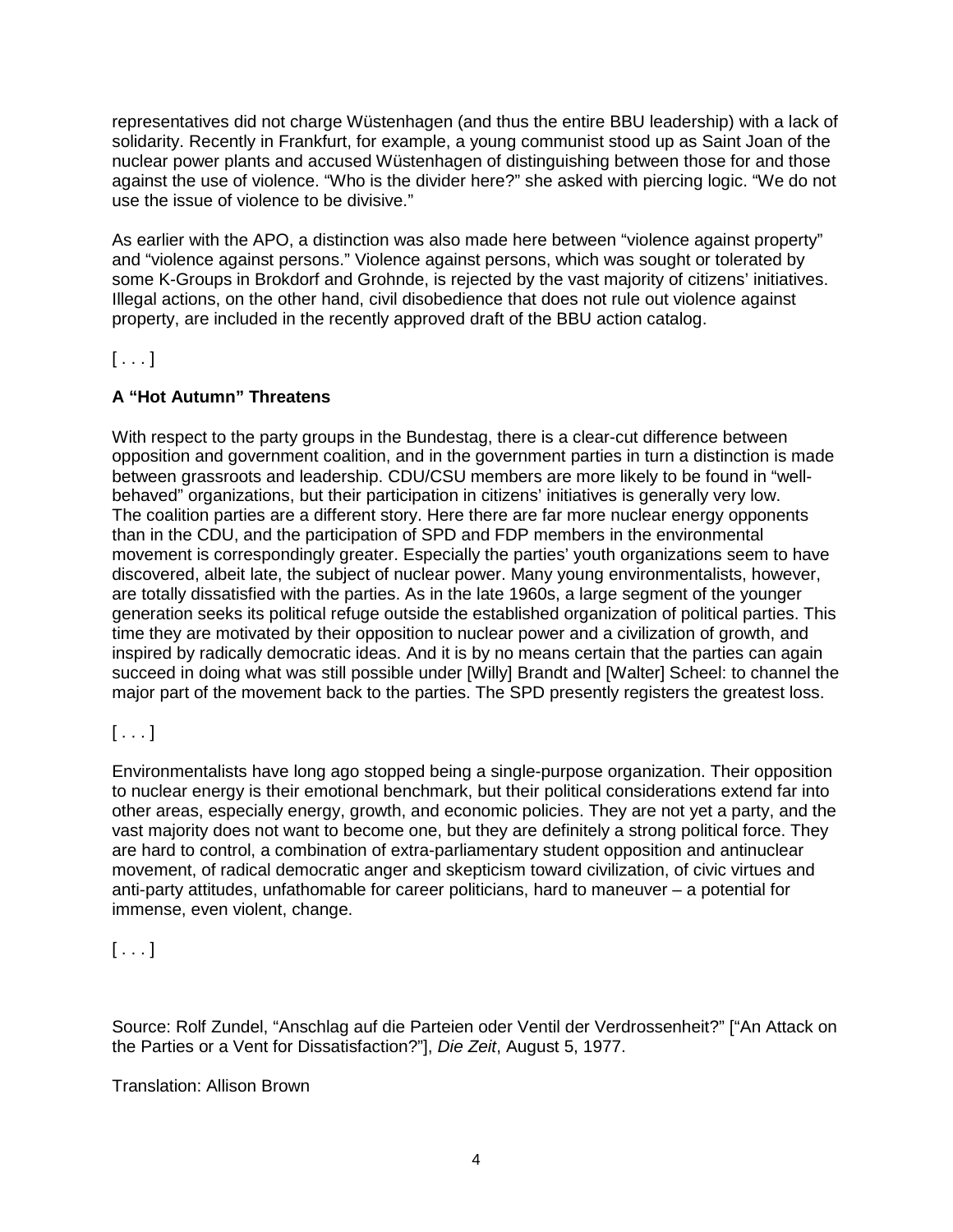representatives did not charge Wüstenhagen (and thus the entire BBU leadership) with a lack of solidarity. Recently in Frankfurt, for example, a young communist stood up as Saint Joan of the nuclear power plants and accused Wüstenhagen of distinguishing between those for and those against the use of violence. "Who is the divider here?" she asked with piercing logic. "We do not use the issue of violence to be divisive."

As earlier with the APO, a distinction was also made here between "violence against property" and "violence against persons." Violence against persons, which was sought or tolerated by some K-Groups in Brokdorf and Grohnde, is rejected by the vast majority of citizens' initiatives. Illegal actions, on the other hand, civil disobedience that does not rule out violence against property, are included in the recently approved draft of the BBU action catalog.

[ . . . ]

**A "Hot Autumn" Threatens**

With respect to the party groups in the Bundestag, there is a clear-cut difference between opposition and government coalition, and in the government parties in turn a distinction is made between grassroots and leadership. CDU/CSU members are more likely to be found in "well-behaved" organizations, but their participation in citizens' initiatives is generally very low. The coalition parties are a different story. Here there are far more nuclear energy opponents than in the CDU, and the participation of SPD and FDP members in the environmental movement is correspondingly greater. Especially the parties' youth organizations seem to have discovered, albeit late, the subject of nuclear power. Many young environmentalists, however, are totally dissatisfied with the parties. As in the late 1960s, a large segment of the younger generation seeks its political refuge outside the established organization of political parties. This time they are motivated by their opposition to nuclear power and a civilization of growth, and inspired by radically democratic ideas. And it is by no means certain that the parties can again succeed in doing what was still possible under [Willy] Brandt and [Walter] Scheel: to channel the major part of the movement back to the parties. The SPD presently registers the greatest loss.

[ . . . ]

Environmentalists have long ago stopped being a single-purpose organization. Their opposition to nuclear energy is their emotional benchmark, but their political considerations extend far into other areas, especially energy, growth, and economic policies. They are not yet a party, and the vast majority does not want to become one, but they are definitely a strong political force. They are hard to control, a combination of extra-parliamentary student opposition and antinuclear movement, of radical democratic anger and skepticism toward civilization, of civic virtues and anti-party attitudes, unfathomable for career politicians, hard to maneuver – a potential for immense, even violent, change.

[ . . . ]

Source: Rolf Zundel, "Anschlag auf die Parteien oder Ventil der Verdrossenheit?" ["An Attack on the Parties or a Vent for Dissatisfaction?"], *Die Zeit*, August 5, 1977.

Translation: Allison Brown